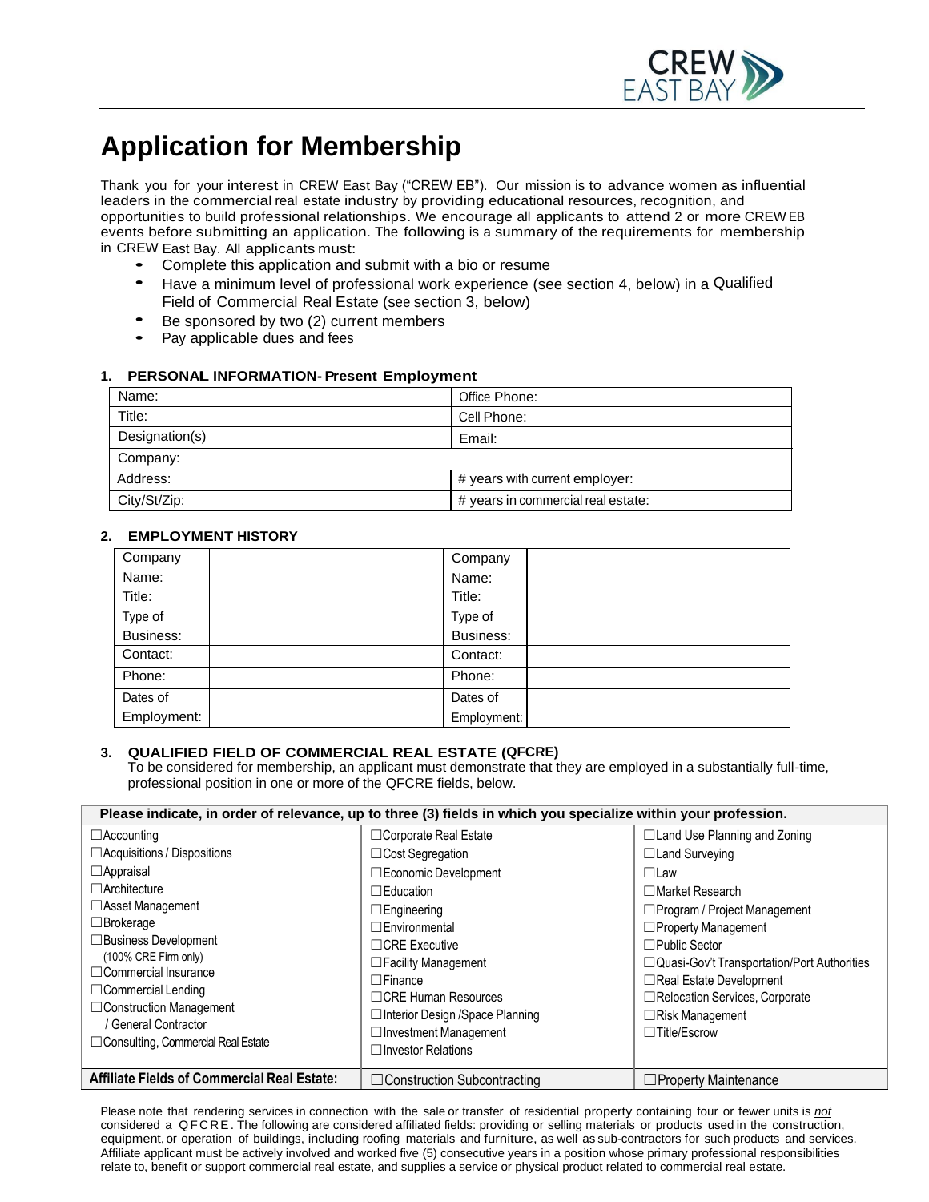CREW EAST BAY

# Application for Membership

Thank you for your interest in CREW East Bay ("CREW EB"). Our mission is to advance women as influential leaders in the commercial real estate industry by providing educational resources, recognition, and opportunities to build professional relationships. We encourage all applicants to attend 2 or more CREW EB events before submitting an application. The following is a summary of the requirements for membership in CREW East Bay. All applicants must:

- Complete this application and submit with a bio or resume
- Have a minimum level of professional work experience (see section 4, below) in a Qualified Field of Commercial Real Estate (see section 3, below)
- Be sponsored by two (2) current members
- Pay applicable dues and fees

### 1. PERSONAL INFORMATION- Present Employment

| Name: | | Office Phone: |
|---|---|---|
| Title: | | Cell Phone: |
| Designation(s) | | Email: |
| Company: | | |
| Address: | | # years with current employer: |
| City/St/Zip: | | # years in commercial real estate: |

### 2. EMPLOYMENT HISTORY

| Company Name: | | Company Name: | |
|---|---|---|---|
| Title: | | Title: | |
| Type of Business: | | Type of Business: | |
| Contact: | | Contact: | |
| Phone: | | Phone: | |
| Dates of Employment: | | Dates of Employment: | |

### 3. QUALIFIED FIELD OF COMMERCIAL REAL ESTATE (QFCRE)

To be considered for membership, an applicant must demonstrate that they are employed in a substantially full-time, professional position in one or more of the QFCRE fields, below.

| **Please indicate, in order of relevance, up to three (3) fields in which you specialize within your profession.** | | |
|---|---|---|
| ☐Accounting<br>☐Acquisitions / Dispositions<br>☐Appraisal<br>☐Architecture<br>☐Asset Management<br>☐Brokerage<br>☐Business Development (100% CRE Firm only)<br>☐Commercial Insurance<br>☐Commercial Lending<br>☐Construction Management / General Contractor<br>☐Consulting, Commercial Real Estate | ☐Corporate Real Estate<br>☐Cost Segregation<br>☐Economic Development<br>☐Education<br>☐Engineering<br>☐Environmental<br>☐CRE Executive<br>☐Facility Management<br>☐Finance<br>☐CRE Human Resources<br>☐Interior Design /Space Planning<br>☐Investment Management<br>☐Investor Relations | ☐Land Use Planning and Zoning<br>☐Land Surveying<br>☐Law<br>☐Market Research<br>☐Program / Project Management<br>☐Property Management<br>☐Public Sector<br>☐Quasi-Gov't Transportation/Port Authorities<br>☐Real Estate Development<br>☐Relocation Services, Corporate<br>☐Risk Management<br>☐Title/Escrow |
| **Affiliate Fields of Commercial Real Estate:** | ☐Construction Subcontracting | ☐Property Maintenance |

Please note that rendering services in connection with the sale or transfer of residential property containing four or fewer units is *not* considered a QFCRE. The following are considered affiliated fields: providing or selling materials or products used in the construction, equipment, or operation of buildings, including roofing materials and furniture, as well as sub-contractors for such products and services. Affiliate applicant must be actively involved and worked five (5) consecutive years in a position whose primary professional responsibilities relate to, benefit or support commercial real estate, and supplies a service or physical product related to commercial real estate.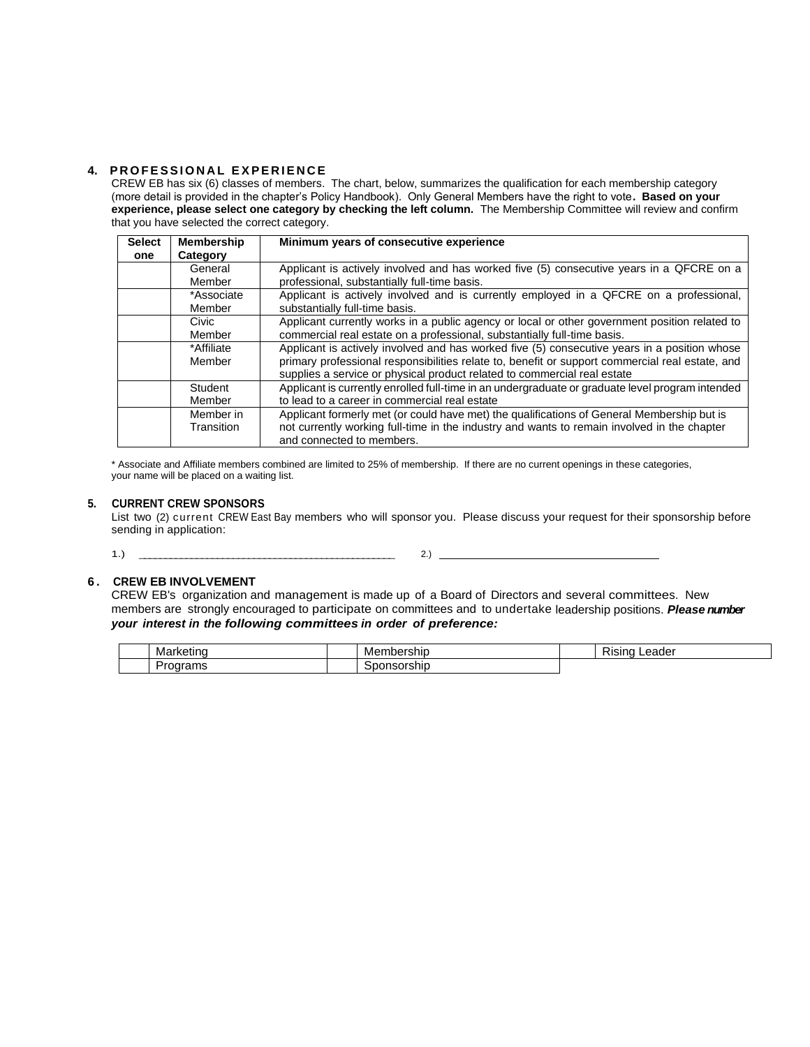## 4. PROFESSIONAL EXPERIENCE

CREW EB has six (6) classes of members. The chart, below, summarizes the qualification for each membership category (more detail is provided in the chapter's Policy Handbook). Only General Members have the right to vote. **Based on your experience, please select one category by checking the left column.** The Membership Committee will review and confirm that you have selected the correct category.

| Select one | Membership Category | Minimum years of consecutive experience |
|---|---|---|
| | General Member | Applicant is actively involved and has worked five (5) consecutive years in a QFCRE on a professional, substantially full-time basis. |
| | *Associate Member | Applicant is actively involved and is currently employed in a QFCRE on a professional, substantially full-time basis. |
| | Civic Member | Applicant currently works in a public agency or local or other government position related to commercial real estate on a professional, substantially full-time basis. |
| | *Affiliate Member | Applicant is actively involved and has worked five (5) consecutive years in a position whose primary professional responsibilities relate to, benefit or support commercial real estate, and supplies a service or physical product related to commercial real estate |
| | Student Member | Applicant is currently enrolled full-time in an undergraduate or graduate level program intended to lead to a career in commercial real estate |
| | Member in Transition | Applicant formerly met (or could have met) the qualifications of General Membership but is not currently working full-time in the industry and wants to remain involved in the chapter and connected to members. |

* Associate and Affiliate members combined are limited to 25% of membership. If there are no current openings in these categories, your name will be placed on a waiting list.

## 5. CURRENT CREW SPONSORS

List two (2) current CREW East Bay members who will sponsor you. Please discuss your request for their sponsorship before sending in application:

1.) ______________________ 2.) ______________________

## 6. CREW EB INVOLVEMENT

CREW EB's organization and management is made up of a Board of Directors and several committees. New members are strongly encouraged to participate on committees and to undertake leadership positions. ***Please number your interest in the following committees in order of preference:***

| | | | | | |
|---|---|---|---|---|---|
| | Marketing | | Membership | | Rising Leader |
| | Programs | | Sponsorship | | |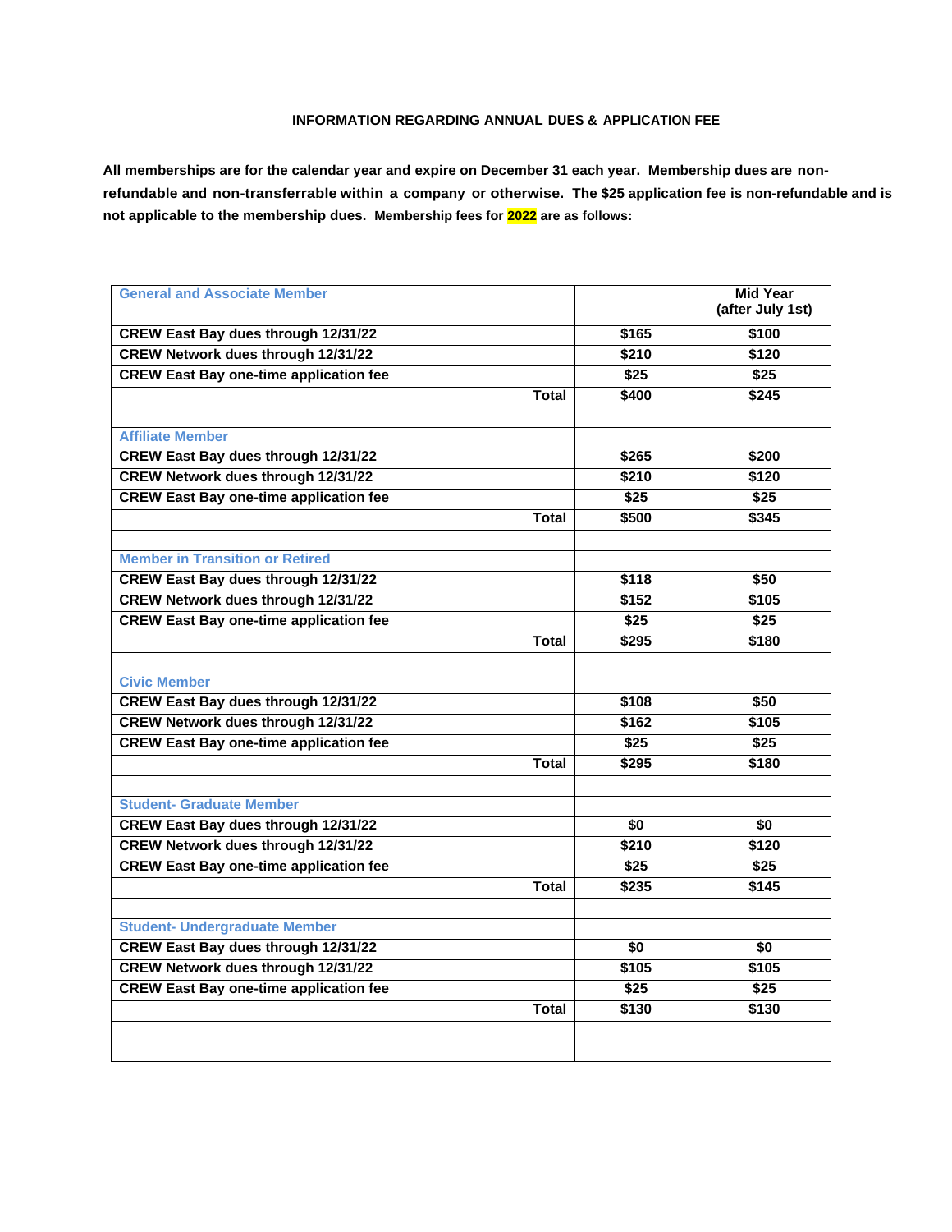**INFORMATION REGARDING ANNUAL DUES & APPLICATION FEE**

**All memberships are for the calendar year and expire on December 31 each year. Membership dues are non-refundable and non-transferrable within a company or otherwise. The $25 application fee is non-refundable and is not applicable to the membership dues. Membership fees for 2022 are as follows:**

| General and Associate Member | | Mid Year (after July 1st) |
|---|---|---|
| CREW East Bay dues through 12/31/22 | $165 | $100 |
| CREW Network dues through 12/31/22 | $210 | $120 |
| CREW East Bay one-time application fee | $25 | $25 |
| Total | $400 | $245 |
| | | |
| Affiliate Member | | |
| CREW East Bay dues through 12/31/22 | $265 | $200 |
| CREW Network dues through 12/31/22 | $210 | $120 |
| CREW East Bay one-time application fee | $25 | $25 |
| Total | $500 | $345 |
| | | |
| Member in Transition or Retired | | |
| CREW East Bay dues through 12/31/22 | $118 | $50 |
| CREW Network dues through 12/31/22 | $152 | $105 |
| CREW East Bay one-time application fee | $25 | $25 |
| Total | $295 | $180 |
| | | |
| Civic Member | | |
| CREW East Bay dues through 12/31/22 | $108 | $50 |
| CREW Network dues through 12/31/22 | $162 | $105 |
| CREW East Bay one-time application fee | $25 | $25 |
| Total | $295 | $180 |
| | | |
| Student- Graduate Member | | |
| CREW East Bay dues through 12/31/22 | $0 | $0 |
| CREW Network dues through 12/31/22 | $210 | $120 |
| CREW East Bay one-time application fee | $25 | $25 |
| Total | $235 | $145 |
| | | |
| Student- Undergraduate Member | | |
| CREW East Bay dues through 12/31/22 | $0 | $0 |
| CREW Network dues through 12/31/22 | $105 | $105 |
| CREW East Bay one-time application fee | $25 | $25 |
| Total | $130 | $130 |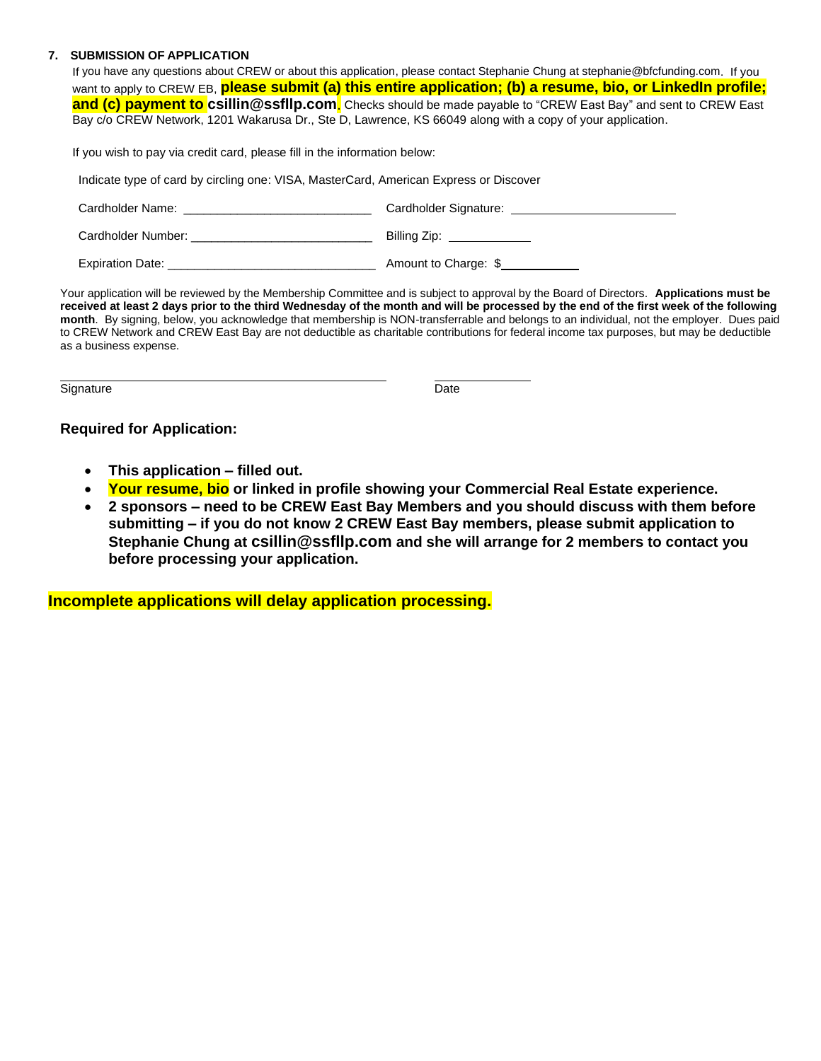### 7. SUBMISSION OF APPLICATION

If you have any questions about CREW or about this application, please contact Stephanie Chung at stephanie@bfcfunding.com. If you want to apply to CREW EB, **please submit (a) this entire application; (b) a resume, bio, or LinkedIn profile; and (c) payment to** **csillin@ssfllp.com**. Checks should be made payable to "CREW East Bay" and sent to CREW East Bay c/o CREW Network, 1201 Wakarusa Dr., Ste D, Lawrence, KS 66049 along with a copy of your application.

If you wish to pay via credit card, please fill in the information below:

Indicate type of card by circling one: VISA, MasterCard, American Express or Discover

Cardholder Name: ____________________________ Cardholder Signature: ________________________

Cardholder Number: ___________________________ Billing Zip: ____________

Expiration Date: _______________________________ Amount to Charge: $___________

Your application will be reviewed by the Membership Committee and is subject to approval by the Board of Directors. **Applications must be received at least 2 days prior to the third Wednesday of the month and will be processed by the end of the first week of the following month**. By signing, below, you acknowledge that membership is NON-transferrable and belongs to an individual, not the employer. Dues paid to CREW Network and CREW East Bay are not deductible as charitable contributions for federal income tax purposes, but may be deductible as a business expense.

______________________________________________ ______________

Signature Date

**Required for Application:**

- **This application – filled out.**
- **Your resume, bio or linked in profile showing your Commercial Real Estate experience.**
- **2 sponsors – need to be CREW East Bay Members and you should discuss with them before submitting – if you do not know 2 CREW East Bay members, please submit application to Stephanie Chung at csillin@ssfllp.com and she will arrange for 2 members to contact you before processing your application.**

**Incomplete applications will delay application processing.**